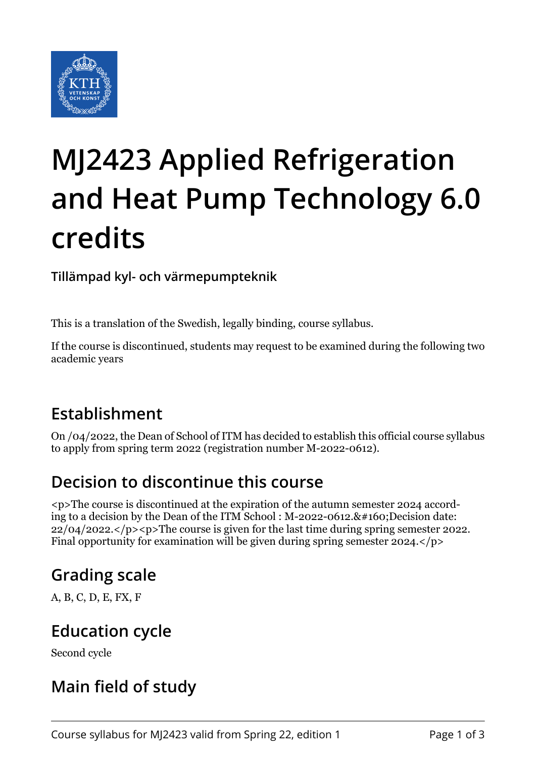# MJ2423 Applied Refrigeration and Heat Pump Technology 6.0 credits

**Tillämpad kyl- och värmepumpteknik**

This is a translation of the Swedish, legally binding, course syllabus.

If the course is discontinued, students may request to be examined during the following two academic years

## Establishment

On /04/2022, the Dean of School of ITM has decided to establish this official course syllabus to apply from spring term 2022 (registration number M-2022-0612).

## Decision to discontinue this course

<p>The course is discontinued at the expiration of the autumn semester 2024 according to a decision by the Dean of the ITM School : M-2022-0612.&#160;Decision date: 22/04/2022.</p><p>The course is given for the last time during spring semester 2022. Final opportunity for examination will be given during spring semester 2024.</p>

## Grading scale

A, B, C, D, E, FX, F

## Education cycle

Second cycle

## Main field of study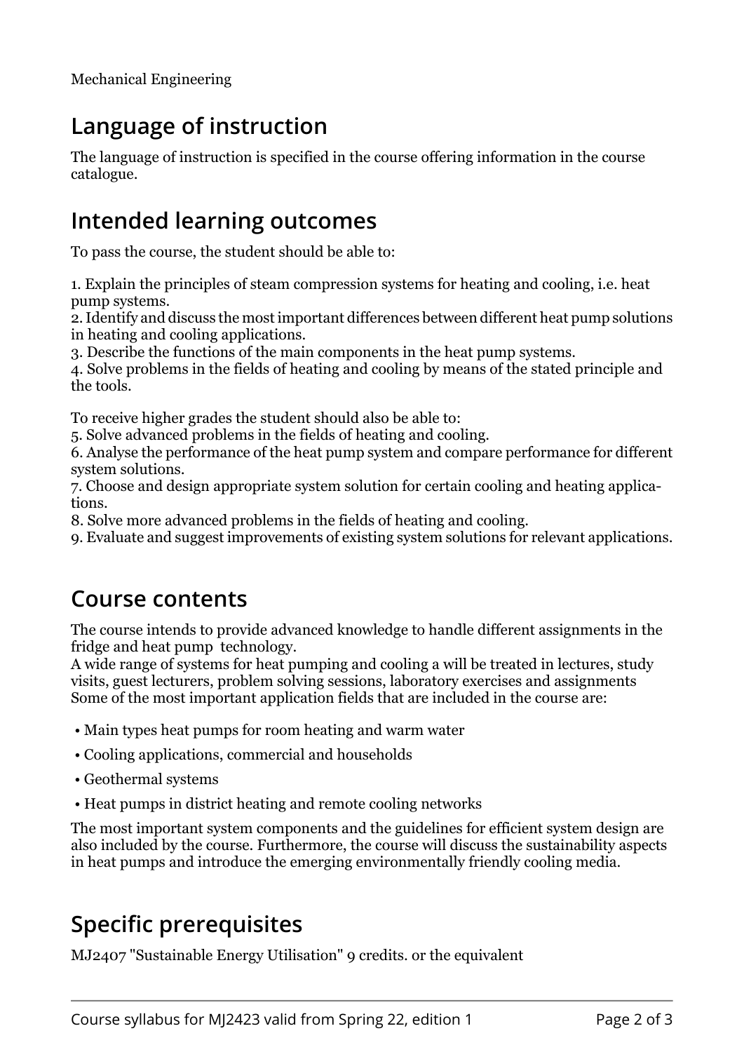Mechanical Engineering

## Language of instruction

The language of instruction is specified in the course offering information in the course catalogue.

## Intended learning outcomes

To pass the course, the student should be able to:

1. Explain the principles of steam compression systems for heating and cooling, i.e. heat pump systems.
2. Identify and discuss the most important differences between different heat pump solutions in heating and cooling applications.
3. Describe the functions of the main components in the heat pump systems.
4. Solve problems in the fields of heating and cooling by means of the stated principle and the tools.

To receive higher grades the student should also be able to:
5. Solve advanced problems in the fields of heating and cooling.
6. Analyse the performance of the heat pump system and compare performance for different system solutions.
7. Choose and design appropriate system solution for certain cooling and heating applications.
8. Solve more advanced problems in the fields of heating and cooling.
9. Evaluate and suggest improvements of existing system solutions for relevant applications.

## Course contents

The course intends to provide advanced knowledge to handle different assignments in the fridge and heat pump technology.
A wide range of systems for heat pumping and cooling a will be treated in lectures, study visits, guest lecturers, problem solving sessions, laboratory exercises and assignments
Some of the most important application fields that are included in the course are:

- Main types heat pumps for room heating and warm water
- Cooling applications, commercial and households
- Geothermal systems
- Heat pumps in district heating and remote cooling networks

The most important system components and the guidelines for efficient system design are also included by the course. Furthermore, the course will discuss the sustainability aspects in heat pumps and introduce the emerging environmentally friendly cooling media.

## Specific prerequisites

MJ2407 "Sustainable Energy Utilisation" 9 credits. or the equivalent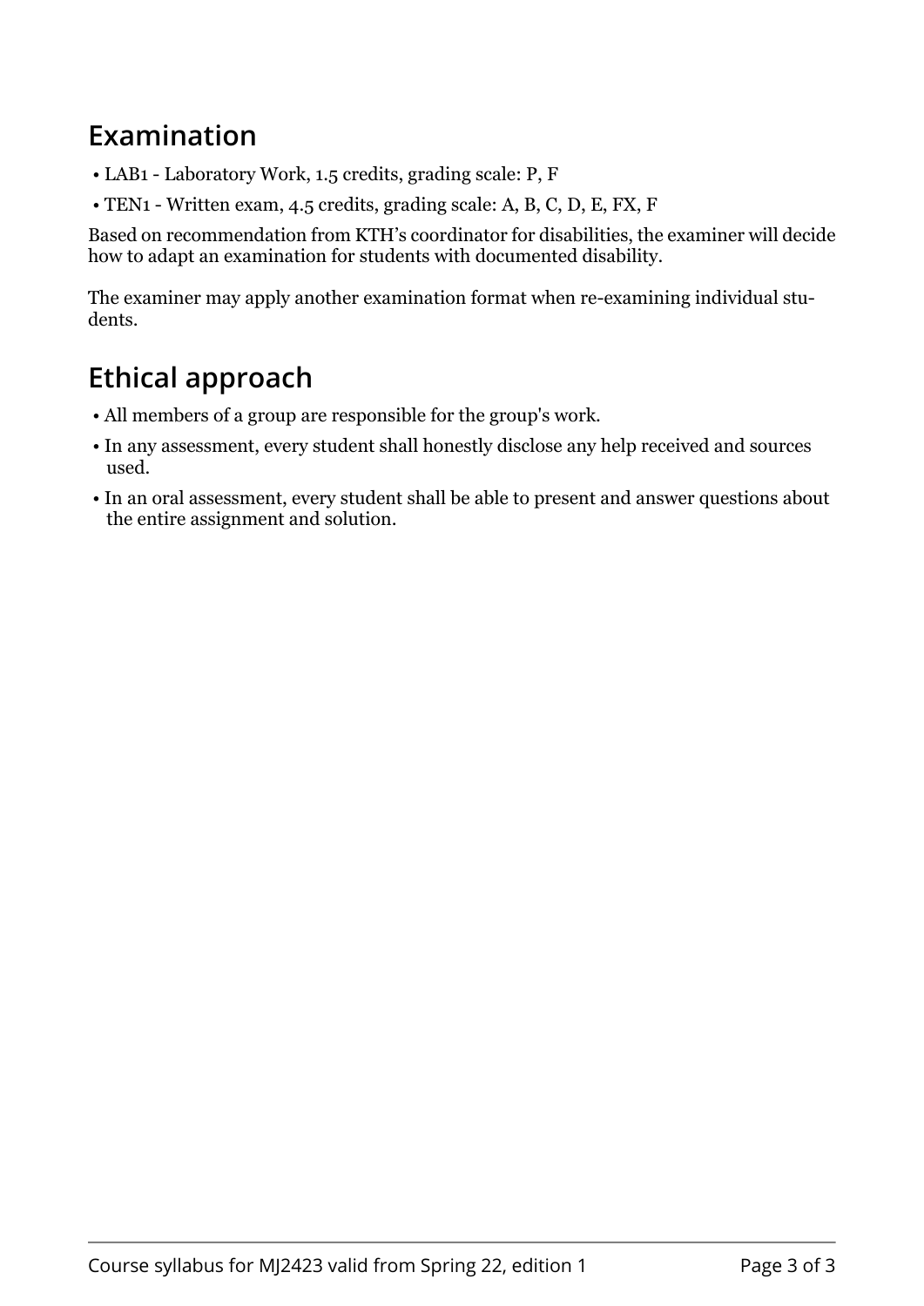## Examination

- LAB1 - Laboratory Work, 1.5 credits, grading scale: P, F
- TEN1 - Written exam, 4.5 credits, grading scale: A, B, C, D, E, FX, F

Based on recommendation from KTH's coordinator for disabilities, the examiner will decide how to adapt an examination for students with documented disability.

The examiner may apply another examination format when re-examining individual students.

## Ethical approach

- All members of a group are responsible for the group's work.
- In any assessment, every student shall honestly disclose any help received and sources used.
- In an oral assessment, every student shall be able to present and answer questions about the entire assignment and solution.